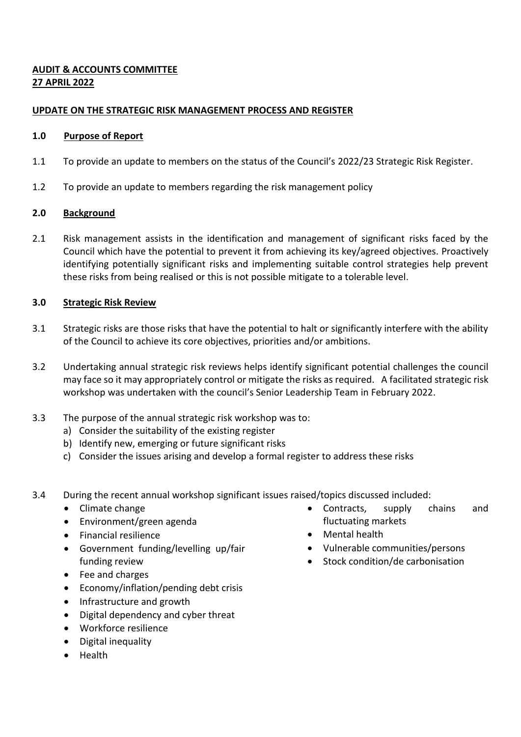**AUDIT & ACCOUNTS COMMITTEE**
**27 APRIL 2022**

**UPDATE ON THE STRATEGIC RISK MANAGEMENT PROCESS AND REGISTER**

## 1.0 Purpose of Report

1.1 To provide an update to members on the status of the Council's 2022/23 Strategic Risk Register.

1.2 To provide an update to members regarding the risk management policy

## 2.0 Background

2.1 Risk management assists in the identification and management of significant risks faced by the Council which have the potential to prevent it from achieving its key/agreed objectives. Proactively identifying potentially significant risks and implementing suitable control strategies help prevent these risks from being realised or this is not possible mitigate to a tolerable level.

## 3.0 Strategic Risk Review

3.1 Strategic risks are those risks that have the potential to halt or significantly interfere with the ability of the Council to achieve its core objectives, priorities and/or ambitions.

3.2 Undertaking annual strategic risk reviews helps identify significant potential challenges the council may face so it may appropriately control or mitigate the risks as required. A facilitated strategic risk workshop was undertaken with the council's Senior Leadership Team in February 2022.

3.3 The purpose of the annual strategic risk workshop was to:
  a) Consider the suitability of the existing register
  b) Identify new, emerging or future significant risks
  c) Consider the issues arising and develop a formal register to address these risks

3.4 During the recent annual workshop significant issues raised/topics discussed included:

- Climate change
- Environment/green agenda
- Financial resilience
- Government funding/levelling up/fair funding review
- Fee and charges
- Economy/inflation/pending debt crisis
- Infrastructure and growth
- Digital dependency and cyber threat
- Workforce resilience
- Digital inequality
- Health
- Contracts, supply chains and fluctuating markets
- Mental health
- Vulnerable communities/persons
- Stock condition/de carbonisation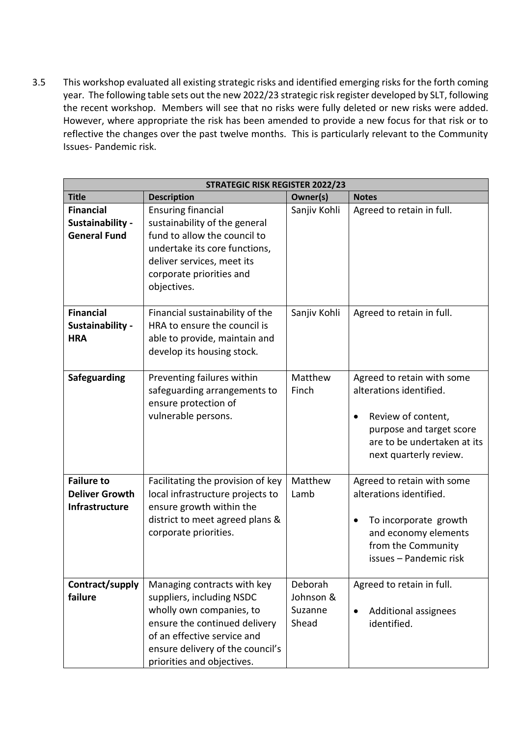3.5 This workshop evaluated all existing strategic risks and identified emerging risks for the forth coming year. The following table sets out the new 2022/23 strategic risk register developed by SLT, following the recent workshop. Members will see that no risks were fully deleted or new risks were added. However, where appropriate the risk has been amended to provide a new focus for that risk or to reflective the changes over the past twelve months. This is particularly relevant to the Community Issues- Pandemic risk.

| **STRATEGIC RISK REGISTER 2022/23** | | | |
|---|---|---|---|
| **Title** | **Description** | **Owner(s)** | **Notes** |
| **Financial Sustainability - General Fund** | Ensuring financial sustainability of the general fund to allow the council to undertake its core functions, deliver services, meet its corporate priorities and objectives. | Sanjiv Kohli | Agreed to retain in full. |
| **Financial Sustainability - HRA** | Financial sustainability of the HRA to ensure the council is able to provide, maintain and develop its housing stock. | Sanjiv Kohli | Agreed to retain in full. |
| **Safeguarding** | Preventing failures within safeguarding arrangements to ensure protection of vulnerable persons. | Matthew Finch | Agreed to retain with some alterations identified.<br>• Review of content, purpose and target score are to be undertaken at its next quarterly review. |
| **Failure to Deliver Growth Infrastructure** | Facilitating the provision of key local infrastructure projects to ensure growth within the district to meet agreed plans & corporate priorities. | Matthew Lamb | Agreed to retain with some alterations identified.<br>• To incorporate growth and economy elements from the Community issues – Pandemic risk |
| **Contract/supply failure** | Managing contracts with key suppliers, including NSDC wholly own companies, to ensure the continued delivery of an effective service and ensure delivery of the council's priorities and objectives. | Deborah Johnson & Suzanne Shead | Agreed to retain in full.<br>• Additional assignees identified. |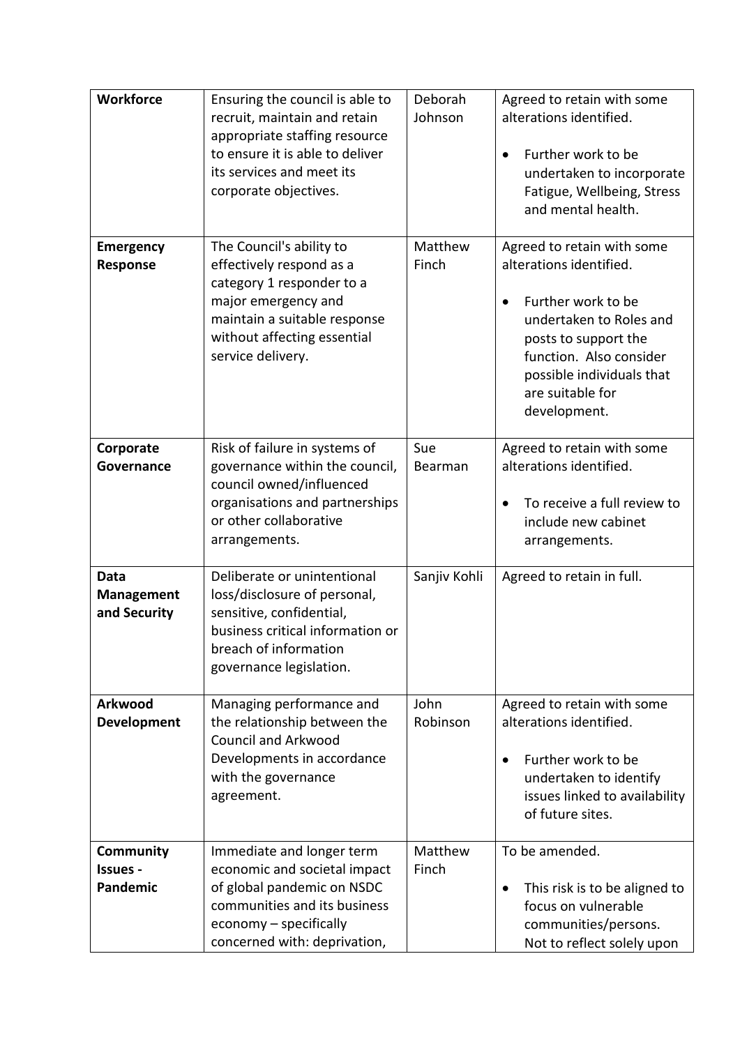| **Workforce** | Ensuring the council is able to recruit, maintain and retain appropriate staffing resource to ensure it is able to deliver its services and meet its corporate objectives. | Deborah Johnson | Agreed to retain with some alterations identified.<br><br>• Further work to be undertaken to incorporate Fatigue, Wellbeing, Stress and mental health. |
|---|---|---|---|
| **Emergency Response** | The Council's ability to effectively respond as a category 1 responder to a major emergency and maintain a suitable response without affecting essential service delivery. | Matthew Finch | Agreed to retain with some alterations identified.<br><br>• Further work to be undertaken to Roles and posts to support the function. Also consider possible individuals that are suitable for development. |
| **Corporate Governance** | Risk of failure in systems of governance within the council, council owned/influenced organisations and partnerships or other collaborative arrangements. | Sue Bearman | Agreed to retain with some alterations identified.<br><br>• To receive a full review to include new cabinet arrangements. |
| **Data Management and Security** | Deliberate or unintentional loss/disclosure of personal, sensitive, confidential, business critical information or breach of information governance legislation. | Sanjiv Kohli | Agreed to retain in full. |
| **Arkwood Development** | Managing performance and the relationship between the Council and Arkwood Developments in accordance with the governance agreement. | John Robinson | Agreed to retain with some alterations identified.<br><br>• Further work to be undertaken to identify issues linked to availability of future sites. |
| **Community Issues - Pandemic** | Immediate and longer term economic and societal impact of global pandemic on NSDC communities and its business economy – specifically concerned with: deprivation, | Matthew Finch | To be amended.<br><br>• This risk is to be aligned to focus on vulnerable communities/persons. Not to reflect solely upon |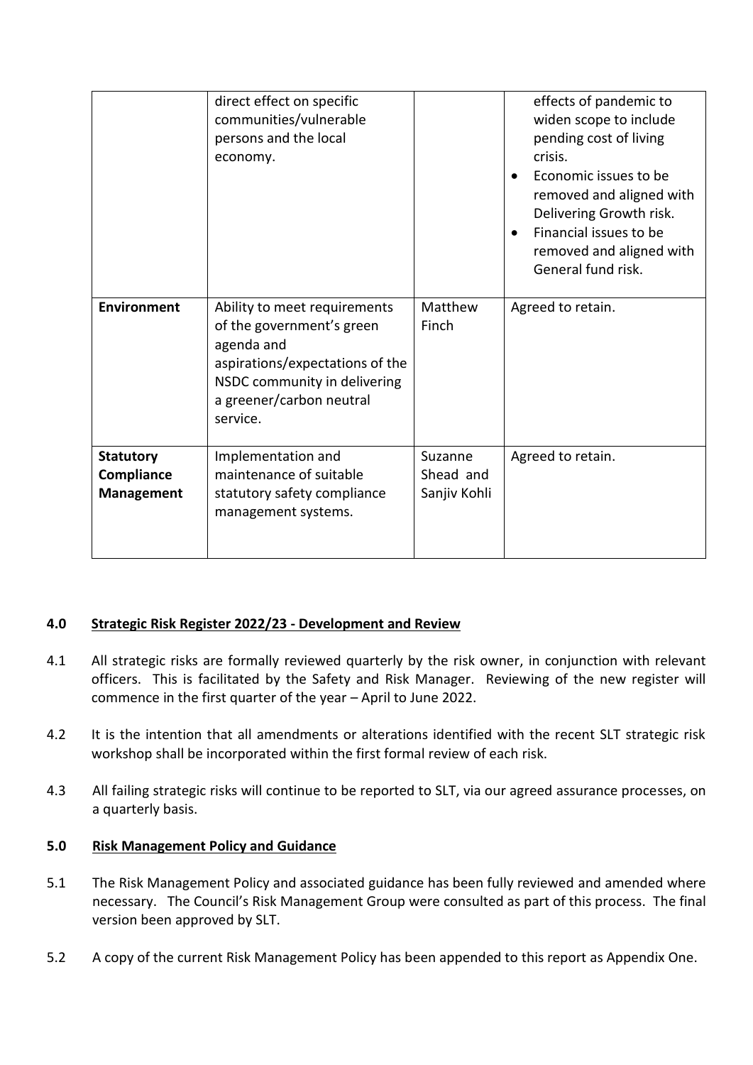| | | | |
|---|---|---|---|
| | direct effect on specific communities/vulnerable persons and the local economy. | | effects of pandemic to widen scope to include pending cost of living crisis.<br>• Economic issues to be removed and aligned with Delivering Growth risk.<br>• Financial issues to be removed and aligned with General fund risk. |
| **Environment** | Ability to meet requirements of the government's green agenda and aspirations/expectations of the NSDC community in delivering a greener/carbon neutral service. | Matthew Finch | Agreed to retain. |
| **Statutory Compliance Management** | Implementation and maintenance of suitable statutory safety compliance management systems. | Suzanne Shead and Sanjiv Kohli | Agreed to retain. |

## 4.0 Strategic Risk Register 2022/23 - Development and Review

4.1 All strategic risks are formally reviewed quarterly by the risk owner, in conjunction with relevant officers. This is facilitated by the Safety and Risk Manager. Reviewing of the new register will commence in the first quarter of the year – April to June 2022.

4.2 It is the intention that all amendments or alterations identified with the recent SLT strategic risk workshop shall be incorporated within the first formal review of each risk.

4.3 All failing strategic risks will continue to be reported to SLT, via our agreed assurance processes, on a quarterly basis.

## 5.0 Risk Management Policy and Guidance

5.1 The Risk Management Policy and associated guidance has been fully reviewed and amended where necessary. The Council's Risk Management Group were consulted as part of this process. The final version been approved by SLT.

5.2 A copy of the current Risk Management Policy has been appended to this report as Appendix One.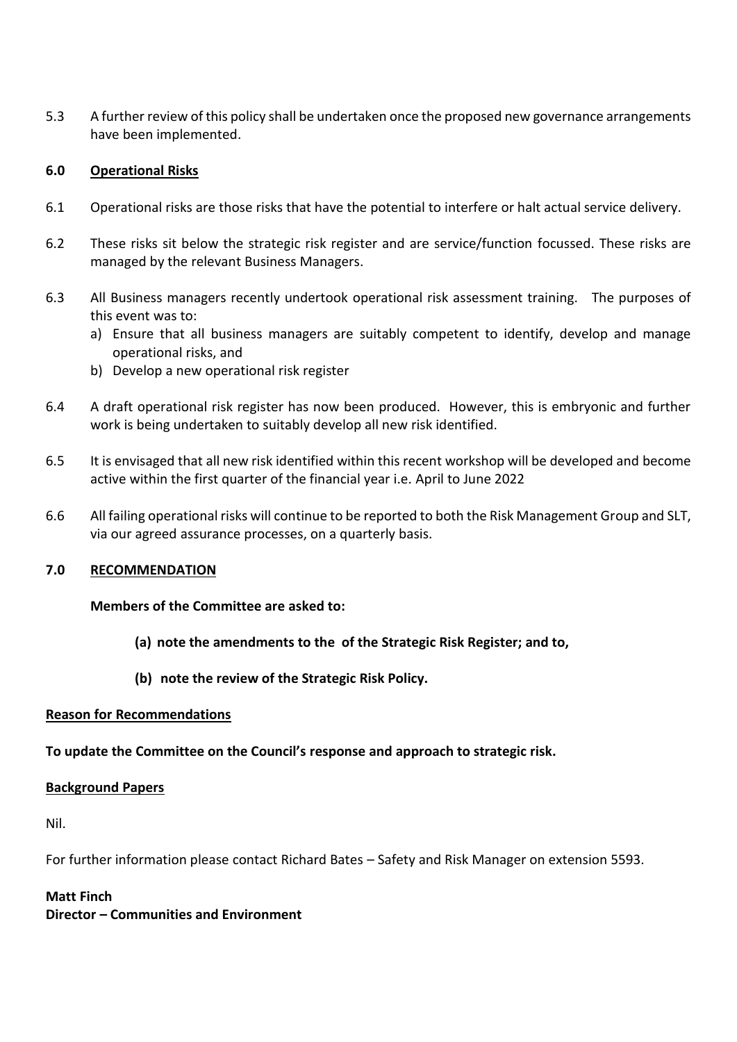5.3 A further review of this policy shall be undertaken once the proposed new governance arrangements have been implemented.

## 6.0 Operational Risks

6.1 Operational risks are those risks that have the potential to interfere or halt actual service delivery.

6.2 These risks sit below the strategic risk register and are service/function focussed. These risks are managed by the relevant Business Managers.

6.3 All Business managers recently undertook operational risk assessment training. The purposes of this event was to:

a) Ensure that all business managers are suitably competent to identify, develop and manage operational risks, and
b) Develop a new operational risk register

6.4 A draft operational risk register has now been produced. However, this is embryonic and further work is being undertaken to suitably develop all new risk identified.

6.5 It is envisaged that all new risk identified within this recent workshop will be developed and become active within the first quarter of the financial year i.e. April to June 2022

6.6 All failing operational risks will continue to be reported to both the Risk Management Group and SLT, via our agreed assurance processes, on a quarterly basis.

## 7.0 RECOMMENDATION

**Members of the Committee are asked to:**

**(a) note the amendments to the of the Strategic Risk Register; and to,**

**(b) note the review of the Strategic Risk Policy.**

**Reason for Recommendations**

**To update the Committee on the Council's response and approach to strategic risk.**

**Background Papers**

Nil.

For further information please contact Richard Bates – Safety and Risk Manager on extension 5593.

**Matt Finch**
**Director – Communities and Environment**